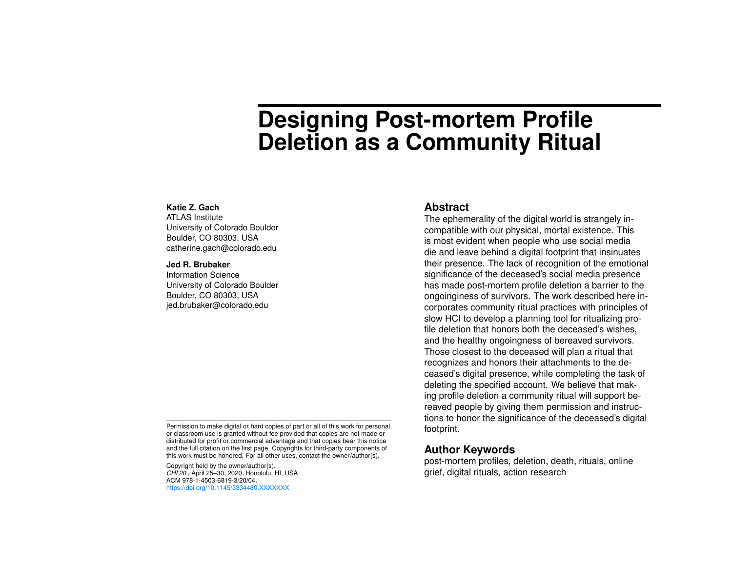# Designing Post-mortem Profile Deletion as a Community Ritual

**Katie Z. Gach**
ATLAS Institute
University of Colorado Boulder
Boulder, CO 80303, USA
catherine.gach@colorado.edu

**Jed R. Brubaker**
Information Science
University of Colorado Boulder
Boulder, CO 80303, USA
jed.brubaker@colorado.edu

Permission to make digital or hard copies of part or all of this work for personal or classroom use is granted without fee provided that copies are not made or distributed for profit or commercial advantage and that copies bear this notice and the full citation on the first page. Copyrights for third-party components of this work must be honored. For all other uses, contact the owner/author(s).

Copyright held by the owner/author(s).
*CHI'20*,, April 25–30, 2020, Honolulu, HI, USA
ACM 978-1-4503-6819-3/20/04.
https://doi.org/10.1145/3334480.XXXXXXX

## Abstract

The ephemerality of the digital world is strangely incompatible with our physical, mortal existence. This is most evident when people who use social media die and leave behind a digital footprint that insinuates their presence. The lack of recognition of the emotional significance of the deceased's social media presence has made post-mortem profile deletion a barrier to the ongoinginess of survivors. The work described here incorporates community ritual practices with principles of slow HCI to develop a planning tool for ritualizing profile deletion that honors both the deceased's wishes, and the healthy ongoingness of bereaved survivors. Those closest to the deceased will plan a ritual that recognizes and honors their attachments to the deceased's digital presence, while completing the task of deleting the specified account. We believe that making profile deletion a community ritual will support bereaved people by giving them permission and instructions to honor the significance of the deceased's digital footprint.

## Author Keywords

post-mortem profiles, deletion, death, rituals, online grief, digital rituals, action research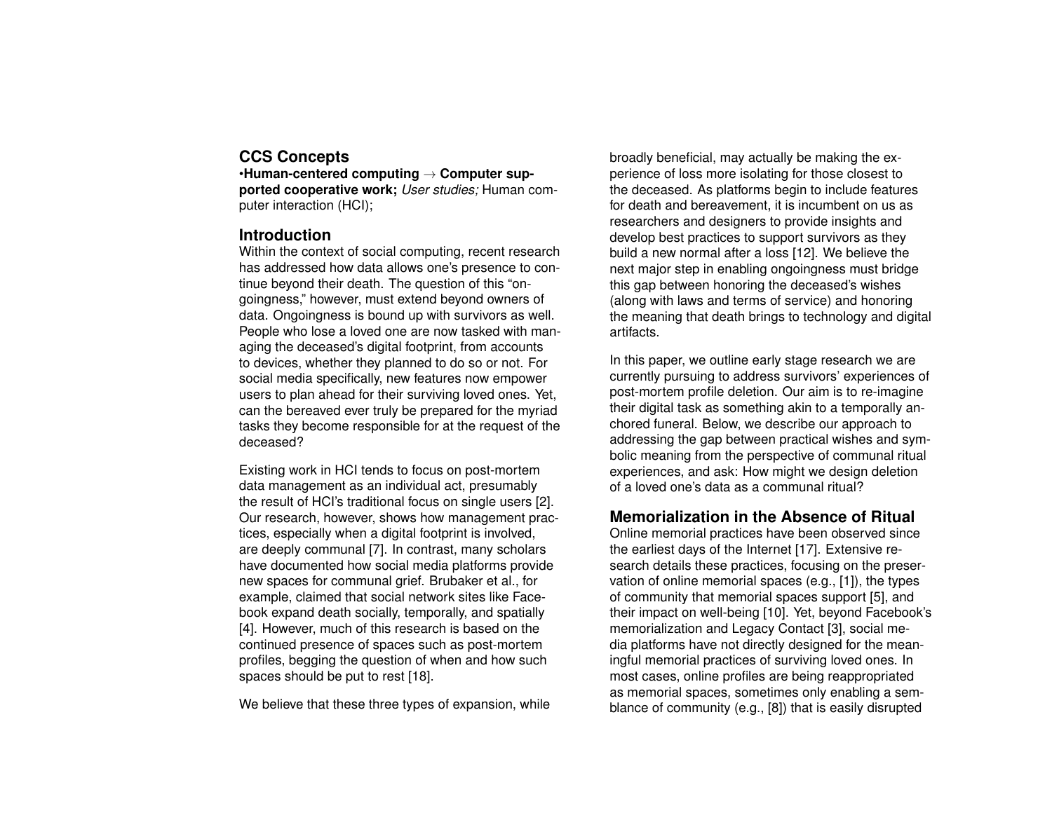## CCS Concepts

•**Human-centered computing → Computer supported cooperative work;** *User studies;* Human computer interaction (HCI);

## Introduction

Within the context of social computing, recent research has addressed how data allows one's presence to continue beyond their death. The question of this "ongoingness," however, must extend beyond owners of data. Ongoingness is bound up with survivors as well. People who lose a loved one are now tasked with managing the deceased's digital footprint, from accounts to devices, whether they planned to do so or not. For social media specifically, new features now empower users to plan ahead for their surviving loved ones. Yet, can the bereaved ever truly be prepared for the myriad tasks they become responsible for at the request of the deceased?

Existing work in HCI tends to focus on post-mortem data management as an individual act, presumably the result of HCI's traditional focus on single users [2]. Our research, however, shows how management practices, especially when a digital footprint is involved, are deeply communal [7]. In contrast, many scholars have documented how social media platforms provide new spaces for communal grief. Brubaker et al., for example, claimed that social network sites like Facebook expand death socially, temporally, and spatially [4]. However, much of this research is based on the continued presence of spaces such as post-mortem profiles, begging the question of when and how such spaces should be put to rest [18].

We believe that these three types of expansion, while broadly beneficial, may actually be making the experience of loss more isolating for those closest to the deceased. As platforms begin to include features for death and bereavement, it is incumbent on us as researchers and designers to provide insights and develop best practices to support survivors as they build a new normal after a loss [12]. We believe the next major step in enabling ongoingness must bridge this gap between honoring the deceased's wishes (along with laws and terms of service) and honoring the meaning that death brings to technology and digital artifacts.

In this paper, we outline early stage research we are currently pursuing to address survivors' experiences of post-mortem profile deletion. Our aim is to re-imagine their digital task as something akin to a temporally anchored funeral. Below, we describe our approach to addressing the gap between practical wishes and symbolic meaning from the perspective of communal ritual experiences, and ask: How might we design deletion of a loved one's data as a communal ritual?

## Memorialization in the Absence of Ritual

Online memorial practices have been observed since the earliest days of the Internet [17]. Extensive research details these practices, focusing on the preservation of online memorial spaces (e.g., [1]), the types of community that memorial spaces support [5], and their impact on well-being [10]. Yet, beyond Facebook's memorialization and Legacy Contact [3], social media platforms have not directly designed for the meaningful memorial practices of surviving loved ones. In most cases, online profiles are being reappropriated as memorial spaces, sometimes only enabling a semblance of community (e.g., [8]) that is easily disrupted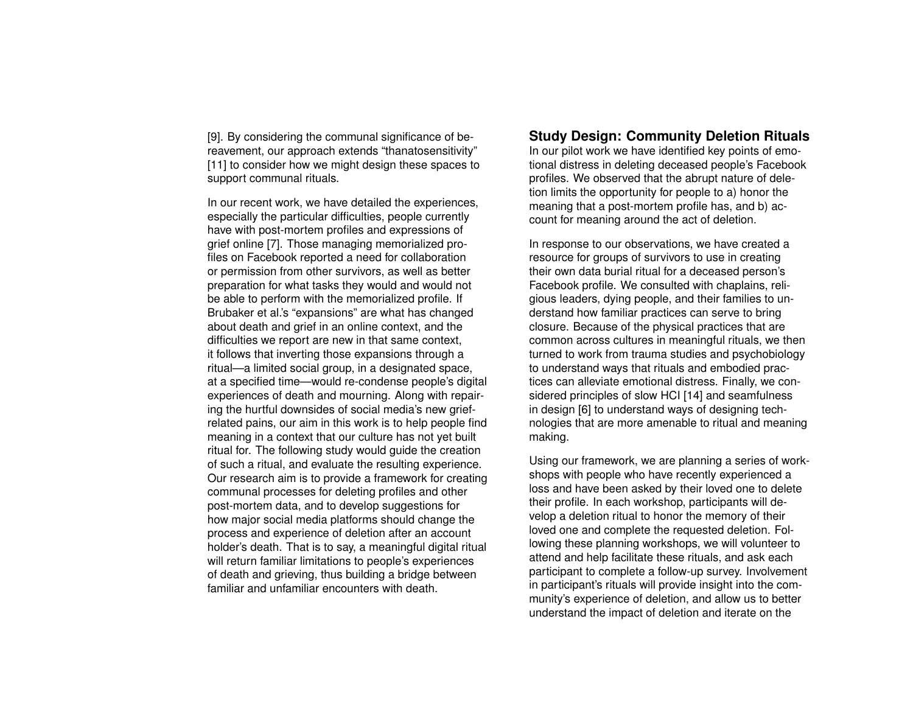[9]. By considering the communal significance of bereavement, our approach extends "thanatosensitivity" [11] to consider how we might design these spaces to support communal rituals.

In our recent work, we have detailed the experiences, especially the particular difficulties, people currently have with post-mortem profiles and expressions of grief online [7]. Those managing memorialized profiles on Facebook reported a need for collaboration or permission from other survivors, as well as better preparation for what tasks they would and would not be able to perform with the memorialized profile. If Brubaker et al.'s "expansions" are what has changed about death and grief in an online context, and the difficulties we report are new in that same context, it follows that inverting those expansions through a ritual—a limited social group, in a designated space, at a specified time—would re-condense people's digital experiences of death and mourning. Along with repairing the hurtful downsides of social media's new grief-related pains, our aim in this work is to help people find meaning in a context that our culture has not yet built ritual for. The following study would guide the creation of such a ritual, and evaluate the resulting experience. Our research aim is to provide a framework for creating communal processes for deleting profiles and other post-mortem data, and to develop suggestions for how major social media platforms should change the process and experience of deletion after an account holder's death. That is to say, a meaningful digital ritual will return familiar limitations to people's experiences of death and grieving, thus building a bridge between familiar and unfamiliar encounters with death.

## Study Design: Community Deletion Rituals

In our pilot work we have identified key points of emotional distress in deleting deceased people's Facebook profiles. We observed that the abrupt nature of deletion limits the opportunity for people to a) honor the meaning that a post-mortem profile has, and b) account for meaning around the act of deletion.

In response to our observations, we have created a resource for groups of survivors to use in creating their own data burial ritual for a deceased person's Facebook profile. We consulted with chaplains, religious leaders, dying people, and their families to understand how familiar practices can serve to bring closure. Because of the physical practices that are common across cultures in meaningful rituals, we then turned to work from trauma studies and psychobiology to understand ways that rituals and embodied practices can alleviate emotional distress. Finally, we considered principles of slow HCI [14] and seamfulness in design [6] to understand ways of designing technologies that are more amenable to ritual and meaning making.

Using our framework, we are planning a series of workshops with people who have recently experienced a loss and have been asked by their loved one to delete their profile. In each workshop, participants will develop a deletion ritual to honor the memory of their loved one and complete the requested deletion. Following these planning workshops, we will volunteer to attend and help facilitate these rituals, and ask each participant to complete a follow-up survey. Involvement in participant's rituals will provide insight into the community's experience of deletion, and allow us to better understand the impact of deletion and iterate on the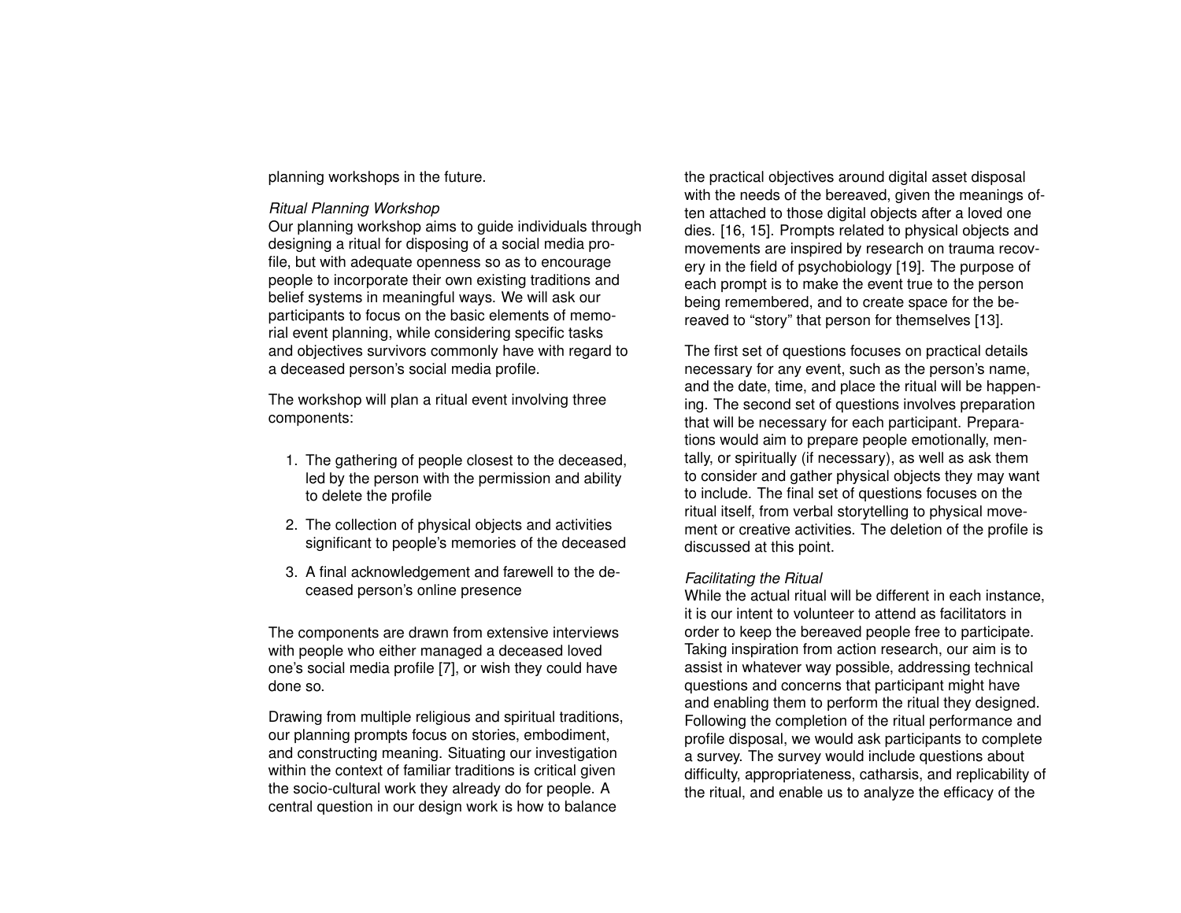planning workshops in the future.

*Ritual Planning Workshop*
Our planning workshop aims to guide individuals through designing a ritual for disposing of a social media profile, but with adequate openness so as to encourage people to incorporate their own existing traditions and belief systems in meaningful ways. We will ask our participants to focus on the basic elements of memorial event planning, while considering specific tasks and objectives survivors commonly have with regard to a deceased person's social media profile.

The workshop will plan a ritual event involving three components:

1. The gathering of people closest to the deceased, led by the person with the permission and ability to delete the profile
2. The collection of physical objects and activities significant to people's memories of the deceased
3. A final acknowledgement and farewell to the deceased person's online presence

The components are drawn from extensive interviews with people who either managed a deceased loved one's social media profile [7], or wish they could have done so.

Drawing from multiple religious and spiritual traditions, our planning prompts focus on stories, embodiment, and constructing meaning. Situating our investigation within the context of familiar traditions is critical given the socio-cultural work they already do for people. A central question in our design work is how to balance the practical objectives around digital asset disposal with the needs of the bereaved, given the meanings often attached to those digital objects after a loved one dies. [16, 15]. Prompts related to physical objects and movements are inspired by research on trauma recovery in the field of psychobiology [19]. The purpose of each prompt is to make the event true to the person being remembered, and to create space for the bereaved to "story" that person for themselves [13].

The first set of questions focuses on practical details necessary for any event, such as the person's name, and the date, time, and place the ritual will be happening. The second set of questions involves preparation that will be necessary for each participant. Preparations would aim to prepare people emotionally, mentally, or spiritually (if necessary), as well as ask them to consider and gather physical objects they may want to include. The final set of questions focuses on the ritual itself, from verbal storytelling to physical movement or creative activities. The deletion of the profile is discussed at this point.

*Facilitating the Ritual*
While the actual ritual will be different in each instance, it is our intent to volunteer to attend as facilitators in order to keep the bereaved people free to participate. Taking inspiration from action research, our aim is to assist in whatever way possible, addressing technical questions and concerns that participant might have and enabling them to perform the ritual they designed. Following the completion of the ritual performance and profile disposal, we would ask participants to complete a survey. The survey would include questions about difficulty, appropriateness, catharsis, and replicability of the ritual, and enable us to analyze the efficacy of the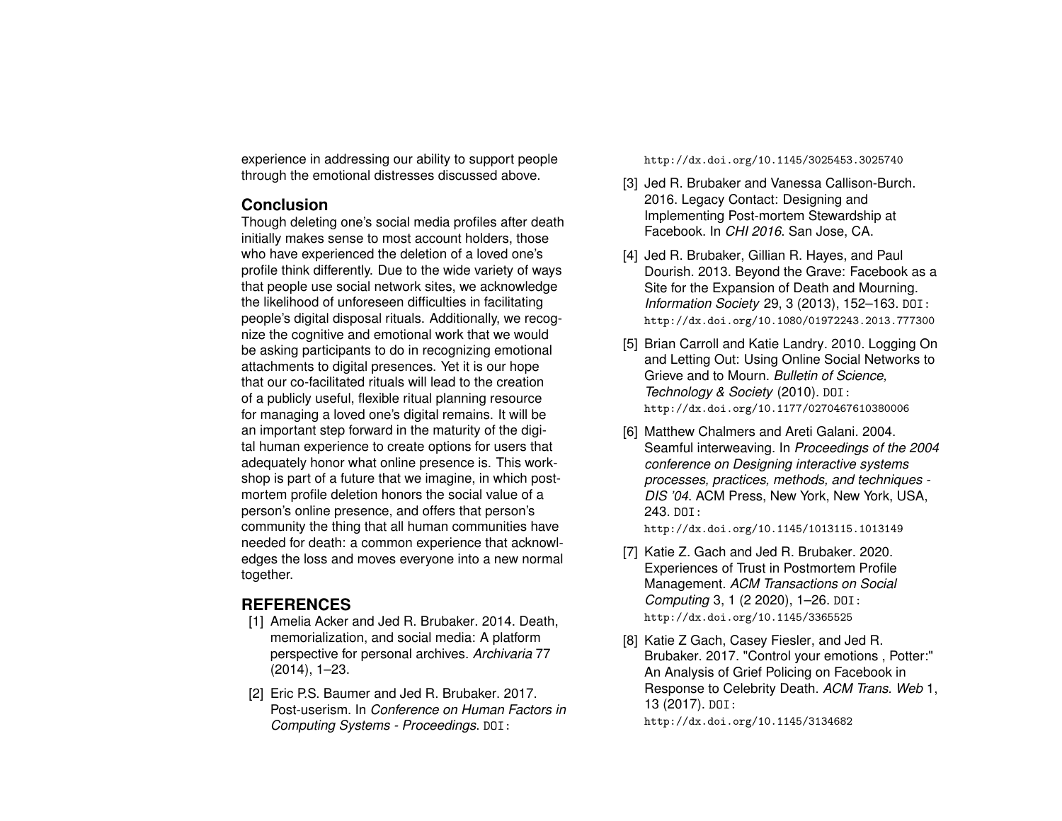experience in addressing our ability to support people through the emotional distresses discussed above.

## Conclusion

Though deleting one's social media profiles after death initially makes sense to most account holders, those who have experienced the deletion of a loved one's profile think differently. Due to the wide variety of ways that people use social network sites, we acknowledge the likelihood of unforeseen difficulties in facilitating people's digital disposal rituals. Additionally, we recognize the cognitive and emotional work that we would be asking participants to do in recognizing emotional attachments to digital presences. Yet it is our hope that our co-facilitated rituals will lead to the creation of a publicly useful, flexible ritual planning resource for managing a loved one's digital remains. It will be an important step forward in the maturity of the digital human experience to create options for users that adequately honor what online presence is. This workshop is part of a future that we imagine, in which postmortem profile deletion honors the social value of a person's online presence, and offers that person's community the thing that all human communities have needed for death: a common experience that acknowledges the loss and moves everyone into a new normal together.

## REFERENCES

[1] Amelia Acker and Jed R. Brubaker. 2014. Death, memorialization, and social media: A platform perspective for personal archives. *Archivaria* 77 (2014), 1–23.

[2] Eric P.S. Baumer and Jed R. Brubaker. 2017. Post-userism. In *Conference on Human Factors in Computing Systems - Proceedings*. DOI: http://dx.doi.org/10.1145/3025453.3025740

[3] Jed R. Brubaker and Vanessa Callison-Burch. 2016. Legacy Contact: Designing and Implementing Post-mortem Stewardship at Facebook. In *CHI 2016*. San Jose, CA.

[4] Jed R. Brubaker, Gillian R. Hayes, and Paul Dourish. 2013. Beyond the Grave: Facebook as a Site for the Expansion of Death and Mourning. *Information Society* 29, 3 (2013), 152–163. DOI: http://dx.doi.org/10.1080/01972243.2013.777300

[5] Brian Carroll and Katie Landry. 2010. Logging On and Letting Out: Using Online Social Networks to Grieve and to Mourn. *Bulletin of Science, Technology & Society* (2010). DOI: http://dx.doi.org/10.1177/0270467610380006

[6] Matthew Chalmers and Areti Galani. 2004. Seamful interweaving. In *Proceedings of the 2004 conference on Designing interactive systems processes, practices, methods, and techniques - DIS '04*. ACM Press, New York, New York, USA, 243. DOI: http://dx.doi.org/10.1145/1013115.1013149

[7] Katie Z. Gach and Jed R. Brubaker. 2020. Experiences of Trust in Postmortem Profile Management. *ACM Transactions on Social Computing* 3, 1 (2 2020), 1–26. DOI: http://dx.doi.org/10.1145/3365525

[8] Katie Z Gach, Casey Fiesler, and Jed R. Brubaker. 2017. "Control your emotions , Potter:" An Analysis of Grief Policing on Facebook in Response to Celebrity Death. *ACM Trans. Web* 1, 13 (2017). DOI: http://dx.doi.org/10.1145/3134682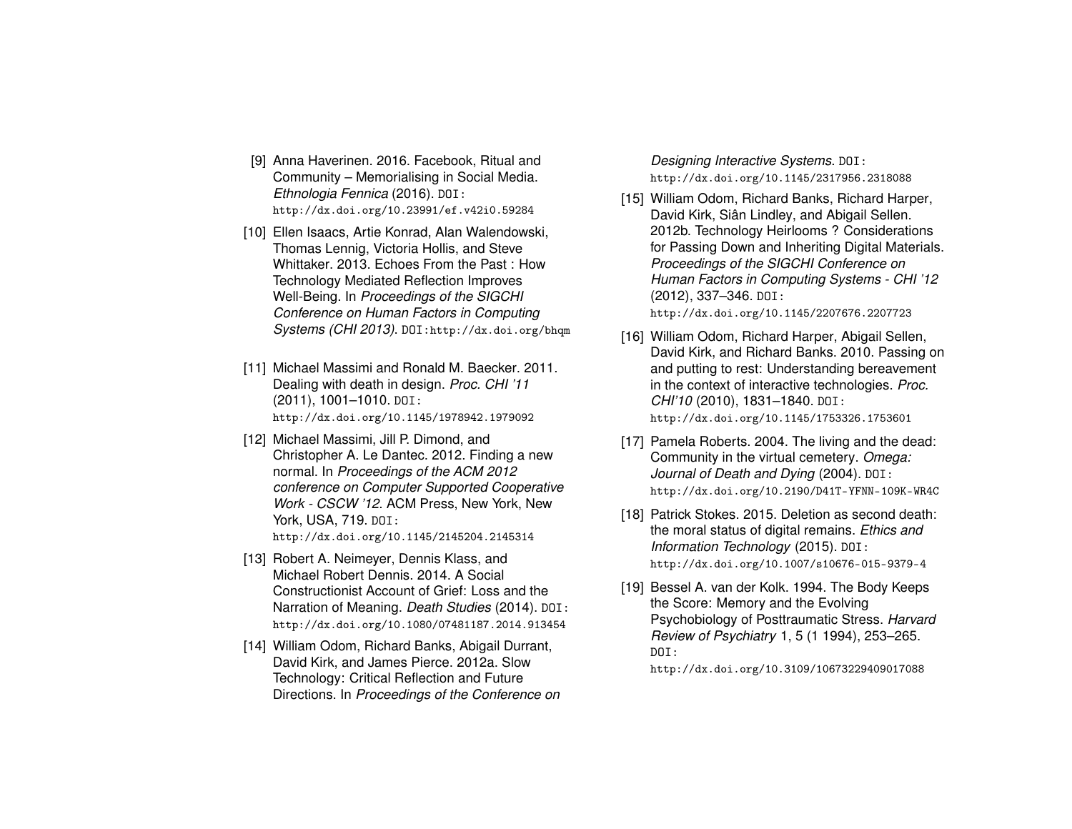[9] Anna Haverinen. 2016. Facebook, Ritual and Community – Memorialising in Social Media. *Ethnologia Fennica* (2016). DOI: http://dx.doi.org/10.23991/ef.v42i0.59284

[10] Ellen Isaacs, Artie Konrad, Alan Walendowski, Thomas Lennig, Victoria Hollis, and Steve Whittaker. 2013. Echoes From the Past : How Technology Mediated Reflection Improves Well-Being. In *Proceedings of the SIGCHI Conference on Human Factors in Computing Systems (CHI 2013)*. DOI:http://dx.doi.org/bhqm

[11] Michael Massimi and Ronald M. Baecker. 2011. Dealing with death in design. *Proc. CHI '11* (2011), 1001–1010. DOI: http://dx.doi.org/10.1145/1978942.1979092

[12] Michael Massimi, Jill P. Dimond, and Christopher A. Le Dantec. 2012. Finding a new normal. In *Proceedings of the ACM 2012 conference on Computer Supported Cooperative Work - CSCW '12*. ACM Press, New York, New York, USA, 719. DOI: http://dx.doi.org/10.1145/2145204.2145314

[13] Robert A. Neimeyer, Dennis Klass, and Michael Robert Dennis. 2014. A Social Constructionist Account of Grief: Loss and the Narration of Meaning. *Death Studies* (2014). DOI: http://dx.doi.org/10.1080/07481187.2014.913454

[14] William Odom, Richard Banks, Abigail Durrant, David Kirk, and James Pierce. 2012a. Slow Technology: Critical Reflection and Future Directions. In *Proceedings of the Conference on Designing Interactive Systems*. DOI: http://dx.doi.org/10.1145/2317956.2318088

[15] William Odom, Richard Banks, Richard Harper, David Kirk, Siân Lindley, and Abigail Sellen. 2012b. Technology Heirlooms ? Considerations for Passing Down and Inheriting Digital Materials. *Proceedings of the SIGCHI Conference on Human Factors in Computing Systems - CHI '12* (2012), 337–346. DOI: http://dx.doi.org/10.1145/2207676.2207723

[16] William Odom, Richard Harper, Abigail Sellen, David Kirk, and Richard Banks. 2010. Passing on and putting to rest: Understanding bereavement in the context of interactive technologies. *Proc. CHI'10* (2010), 1831–1840. DOI: http://dx.doi.org/10.1145/1753326.1753601

[17] Pamela Roberts. 2004. The living and the dead: Community in the virtual cemetery. *Omega: Journal of Death and Dying* (2004). DOI: http://dx.doi.org/10.2190/D41T-YFNN-109K-WR4C

[18] Patrick Stokes. 2015. Deletion as second death: the moral status of digital remains. *Ethics and Information Technology* (2015). DOI: http://dx.doi.org/10.1007/s10676-015-9379-4

[19] Bessel A. van der Kolk. 1994. The Body Keeps the Score: Memory and the Evolving Psychobiology of Posttraumatic Stress. *Harvard Review of Psychiatry* 1, 5 (1 1994), 253–265. DOI: http://dx.doi.org/10.3109/10673229409017088